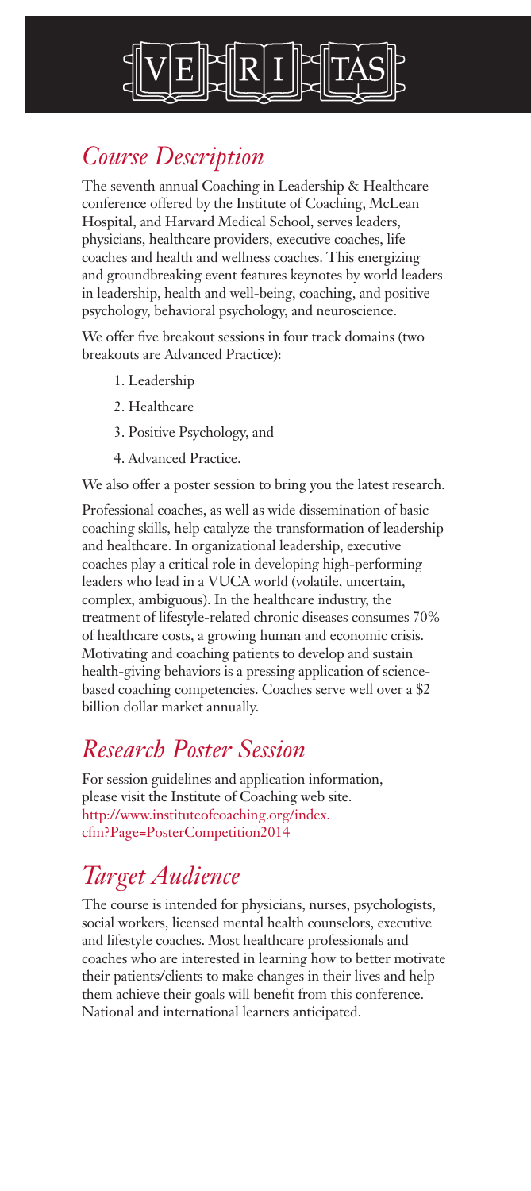# VERITAS

## *Course Description*

The seventh annual Coaching in Leadership & Healthcare conference offered by the Institute of Coaching, McLean Hospital, and Harvard Medical School, serves leaders, physicians, healthcare providers, executive coaches, life coaches and health and wellness coaches. This energizing and groundbreaking event features keynotes by world leaders in leadership, health and well-being, coaching, and positive psychology, behavioral psychology, and neuroscience.

We offer five breakout sessions in four track domains (two breakouts are Advanced Practice):

1. Leadership
2. Healthcare
3. Positive Psychology, and
4. Advanced Practice.

We also offer a poster session to bring you the latest research.

Professional coaches, as well as wide dissemination of basic coaching skills, help catalyze the transformation of leadership and healthcare. In organizational leadership, executive coaches play a critical role in developing high-performing leaders who lead in a VUCA world (volatile, uncertain, complex, ambiguous). In the healthcare industry, the treatment of lifestyle-related chronic diseases consumes 70% of healthcare costs, a growing human and economic crisis. Motivating and coaching patients to develop and sustain health-giving behaviors is a pressing application of science-based coaching competencies. Coaches serve well over a $2 billion dollar market annually.

## *Research Poster Session*

For session guidelines and application information, please visit the Institute of Coaching web site. http://www.instituteofcoaching.org/index.cfm?Page=PosterCompetition2014

## *Target Audience*

The course is intended for physicians, nurses, psychologists, social workers, licensed mental health counselors, executive and lifestyle coaches. Most healthcare professionals and coaches who are interested in learning how to better motivate their patients/clients to make changes in their lives and help them achieve their goals will benefit from this conference. National and international learners anticipated.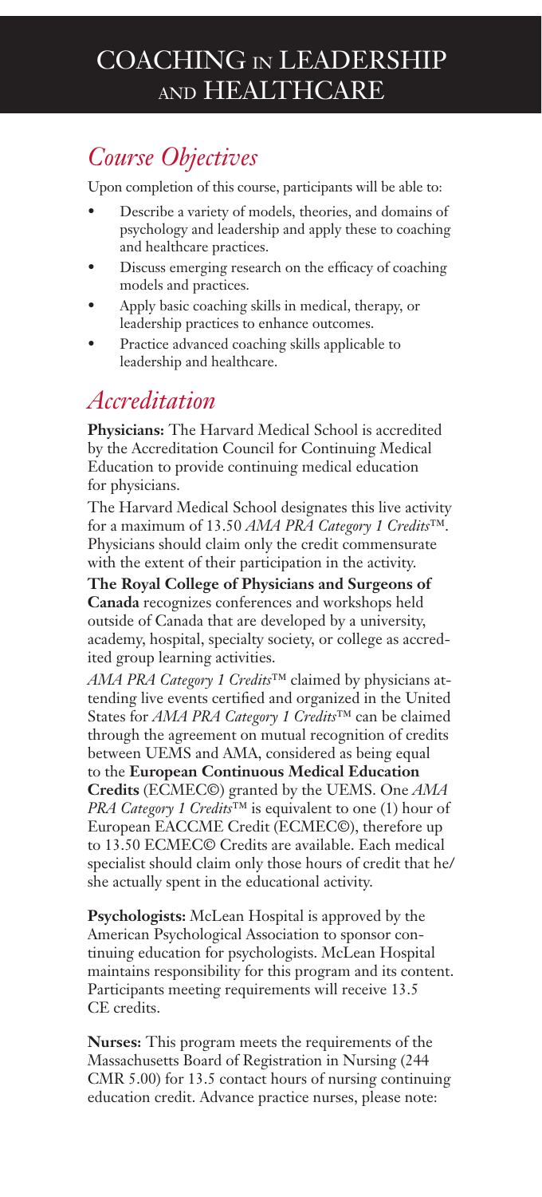# COACHING IN LEADERSHIP AND HEALTHCARE

## *Course Objectives*

Upon completion of this course, participants will be able to:

- Describe a variety of models, theories, and domains of psychology and leadership and apply these to coaching and healthcare practices.
- Discuss emerging research on the efficacy of coaching models and practices.
- Apply basic coaching skills in medical, therapy, or leadership practices to enhance outcomes.
- Practice advanced coaching skills applicable to leadership and healthcare.

## *Accreditation*

**Physicians:** The Harvard Medical School is accredited by the Accreditation Council for Continuing Medical Education to provide continuing medical education for physicians.

The Harvard Medical School designates this live activity for a maximum of 13.50 *AMA PRA Category 1 Credits*™. Physicians should claim only the credit commensurate with the extent of their participation in the activity.

**The Royal College of Physicians and Surgeons of Canada** recognizes conferences and workshops held outside of Canada that are developed by a university, academy, hospital, specialty society, or college as accredited group learning activities.

*AMA PRA Category 1 Credits*™ claimed by physicians attending live events certified and organized in the United States for *AMA PRA Category 1 Credits*™ can be claimed through the agreement on mutual recognition of credits between UEMS and AMA, considered as being equal to the **European Continuous Medical Education Credits** (ECMEC©) granted by the UEMS. One *AMA PRA Category 1 Credits*™ is equivalent to one (1) hour of European EACCME Credit (ECMEC©), therefore up to 13.50 ECMEC© Credits are available. Each medical specialist should claim only those hours of credit that he/she actually spent in the educational activity.

**Psychologists:** McLean Hospital is approved by the American Psychological Association to sponsor continuing education for psychologists. McLean Hospital maintains responsibility for this program and its content. Participants meeting requirements will receive 13.5 CE credits.

**Nurses:** This program meets the requirements of the Massachusetts Board of Registration in Nursing (244 CMR 5.00) for 13.5 contact hours of nursing continuing education credit. Advance practice nurses, please note: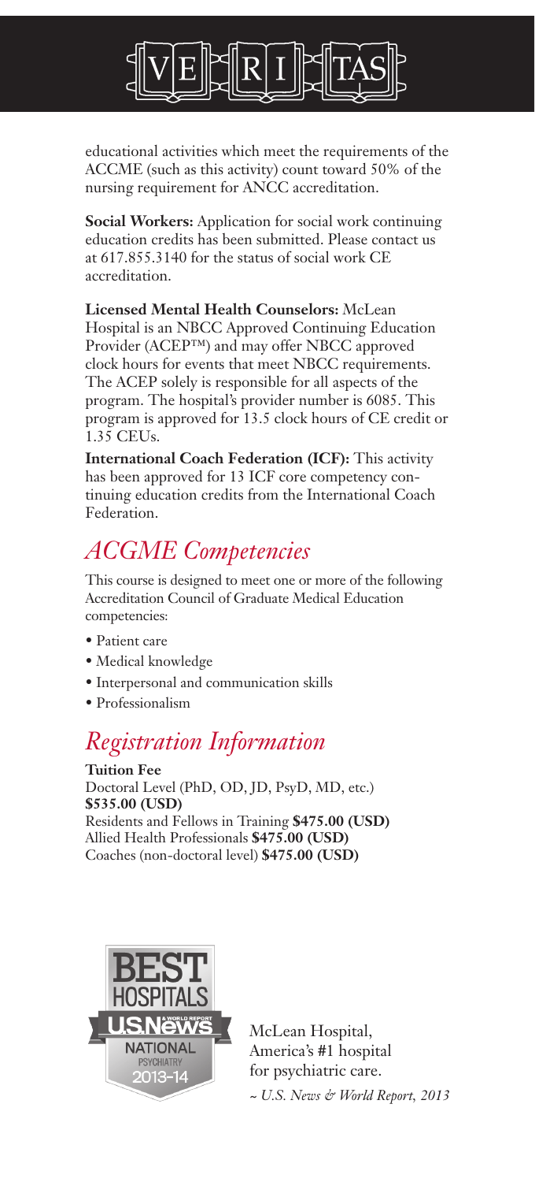educational activities which meet the requirements of the ACCME (such as this activity) count toward 50% of the nursing requirement for ANCC accreditation.

**Social Workers:** Application for social work continuing education credits has been submitted. Please contact us at 617.855.3140 for the status of social work CE accreditation.

**Licensed Mental Health Counselors:** McLean Hospital is an NBCC Approved Continuing Education Provider (ACEP™) and may offer NBCC approved clock hours for events that meet NBCC requirements. The ACEP solely is responsible for all aspects of the program. The hospital's provider number is 6085. This program is approved for 13.5 clock hours of CE credit or 1.35 CEUs.

**International Coach Federation (ICF):** This activity has been approved for 13 ICF core competency continuing education credits from the International Coach Federation.

## *ACGME Competencies*

This course is designed to meet one or more of the following Accreditation Council of Graduate Medical Education competencies:

- Patient care
- Medical knowledge
- Interpersonal and communication skills
- Professionalism

## *Registration Information*

**Tuition Fee**
Doctoral Level (PhD, OD, JD, PsyD, MD, etc.) **$535.00 (USD)**
Residents and Fellows in Training **$475.00 (USD)**
Allied Health Professionals **$475.00 (USD)**
Coaches (non-doctoral level) **$475.00 (USD)**

BEST HOSPITALS U.S.News & WORLD REPORT NATIONAL PSYCHIATRY 2013-14

McLean Hospital, America's #1 hospital for psychiatric care.

*~ U.S. News & World Report, 2013*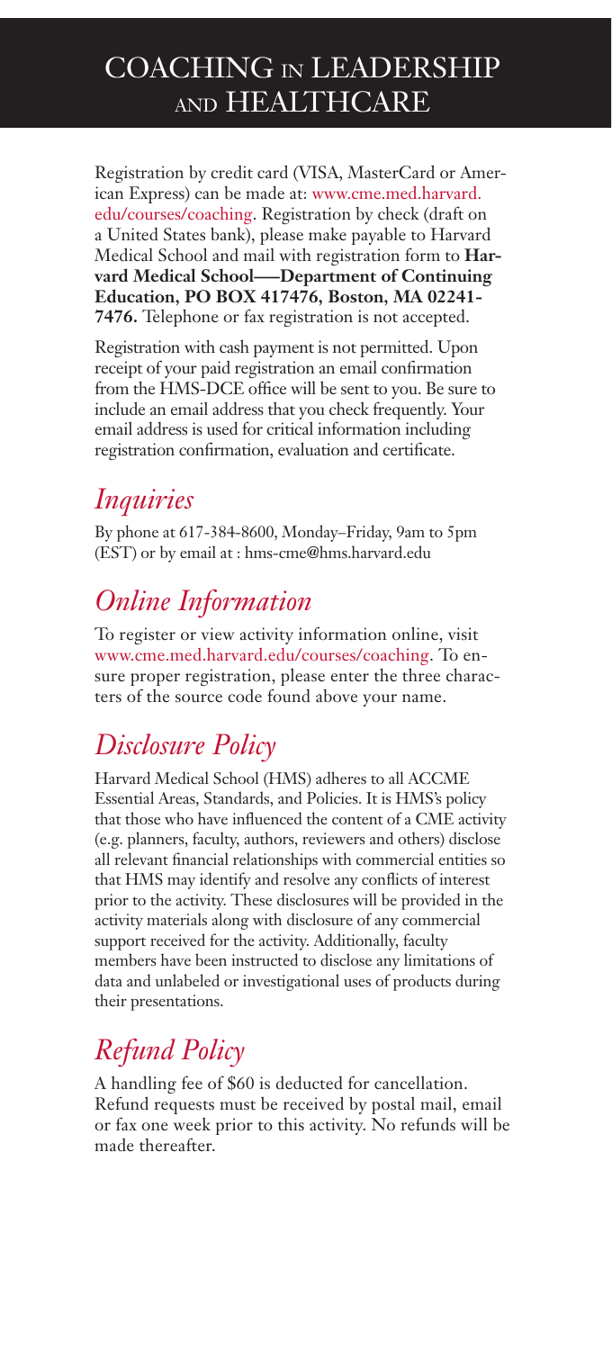# COACHING IN LEADERSHIP AND HEALTHCARE

Registration by credit card (VISA, MasterCard or American Express) can be made at: www.cme.med.harvard.edu/courses/coaching. Registration by check (draft on a United States bank), please make payable to Harvard Medical School and mail with registration form to **Harvard Medical School—Department of Continuing Education, PO BOX 417476, Boston, MA 02241-7476.** Telephone or fax registration is not accepted.

Registration with cash payment is not permitted. Upon receipt of your paid registration an email confirmation from the HMS-DCE office will be sent to you. Be sure to include an email address that you check frequently. Your email address is used for critical information including registration confirmation, evaluation and certificate.

## *Inquiries*

By phone at 617-384-8600, Monday–Friday, 9am to 5pm (EST) or by email at : hms-cme@hms.harvard.edu

## *Online Information*

To register or view activity information online, visit www.cme.med.harvard.edu/courses/coaching. To ensure proper registration, please enter the three characters of the source code found above your name.

## *Disclosure Policy*

Harvard Medical School (HMS) adheres to all ACCME Essential Areas, Standards, and Policies. It is HMS's policy that those who have influenced the content of a CME activity (e.g. planners, faculty, authors, reviewers and others) disclose all relevant financial relationships with commercial entities so that HMS may identify and resolve any conflicts of interest prior to the activity. These disclosures will be provided in the activity materials along with disclosure of any commercial support received for the activity. Additionally, faculty members have been instructed to disclose any limitations of data and unlabeled or investigational uses of products during their presentations.

## *Refund Policy*

A handling fee of $60 is deducted for cancellation. Refund requests must be received by postal mail, email or fax one week prior to this activity. No refunds will be made thereafter.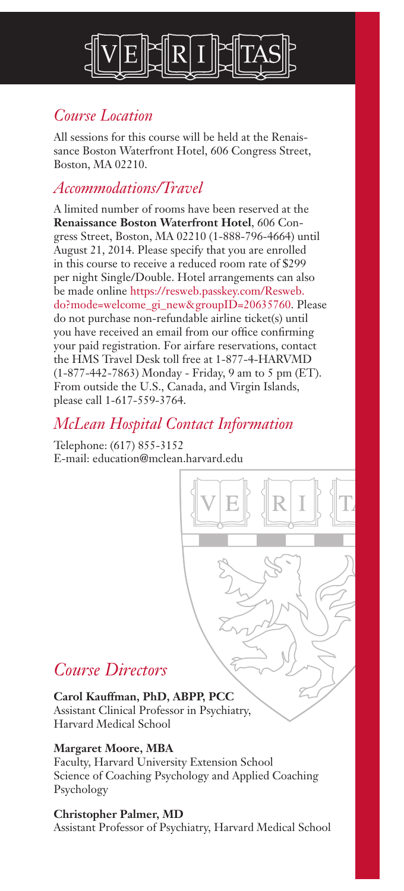## *Course Location*

All sessions for this course will be held at the Renaissance Boston Waterfront Hotel, 606 Congress Street, Boston, MA 02210.

## *Accommodations/Travel*

A limited number of rooms have been reserved at the **Renaissance Boston Waterfront Hotel**, 606 Congress Street, Boston, MA 02210 (1-888-796-4664) until August 21, 2014. Please specify that you are enrolled in this course to receive a reduced room rate of $299 per night Single/Double. Hotel arrangements can also be made online https://resweb.passkey.com/Resweb.do?mode=welcome_gi_new&groupID=20635760. Please do not purchase non-refundable airline ticket(s) until you have received an email from our office confirming your paid registration. For airfare reservations, contact the HMS Travel Desk toll free at 1-877-4-HARVMD (1-877-442-7863) Monday - Friday, 9 am to 5 pm (ET). From outside the U.S., Canada, and Virgin Islands, please call 1-617-559-3764.

## *McLean Hospital Contact Information*

Telephone: (617) 855-3152
E-mail: education@mclean.harvard.edu

## *Course Directors*

**Carol Kauffman, PhD, ABPP, PCC**
Assistant Clinical Professor in Psychiatry, Harvard Medical School

**Margaret Moore, MBA**
Faculty, Harvard University Extension School
Science of Coaching Psychology and Applied Coaching Psychology

**Christopher Palmer, MD**
Assistant Professor of Psychiatry, Harvard Medical School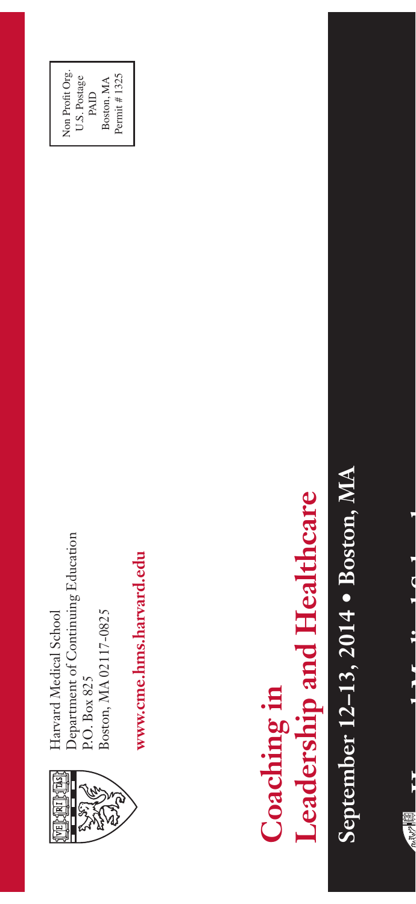Harvard Medical School
Department of Continuing Education
P.O. Box 825
Boston, MA 02117-0825

**www.cme.hms.harvard.edu**

Non Profit Org.
U.S. Postage
PAID
Boston, MA
Permit # 1325

# Coaching in Leadership and Healthcare

## September 12–13, 2014 • Boston, MA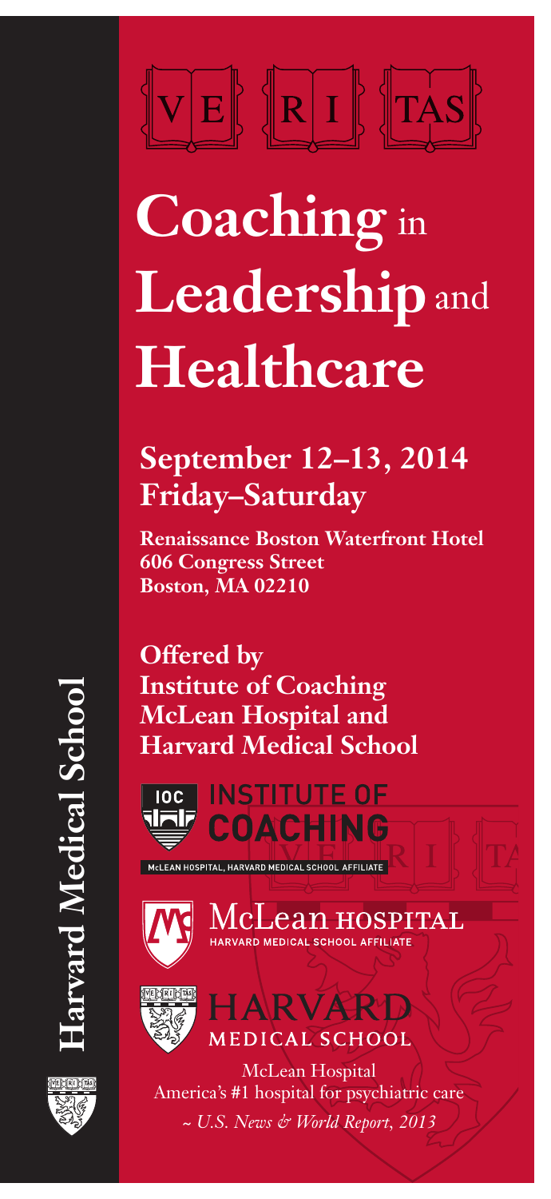VE RI TAS

# **Coaching** in **Leadership** and **Healthcare**

## September 12–13, 2014
## Friday–Saturday

**Renaissance Boston Waterfront Hotel**
**606 Congress Street**
**Boston, MA 02210**

**Offered by**
**Institute of Coaching**
**McLean Hospital and**
**Harvard Medical School**

IOC INSTITUTE OF COACHING
McLEAN HOSPITAL, HARVARD MEDICAL SCHOOL AFFILIATE

McLean HOSPITAL
HARVARD MEDICAL SCHOOL AFFILIATE

HARVARD MEDICAL SCHOOL

McLean Hospital
America's #1 hospital for psychiatric care
*~ U.S. News & World Report, 2013*

**Harvard Medical School**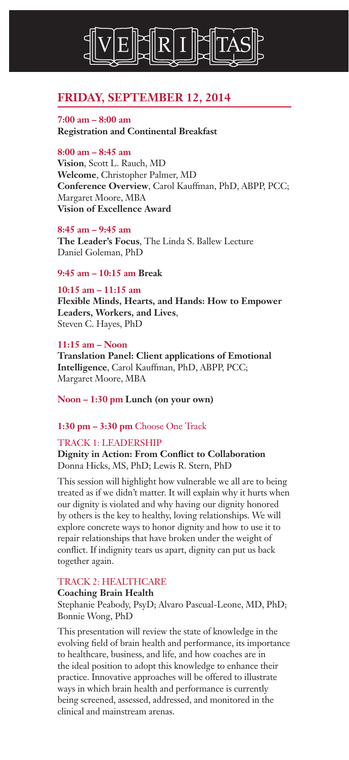VERITAS

## FRIDAY, SEPTEMBER 12, 2014

**7:00 am – 8:00 am**
**Registration and Continental Breakfast**

**8:00 am – 8:45 am**
**Vision**, Scott L. Rauch, MD
**Welcome**, Christopher Palmer, MD
**Conference Overview**, Carol Kauffman, PhD, ABPP, PCC; Margaret Moore, MBA
**Vision of Excellence Award**

**8:45 am – 9:45 am**
**The Leader's Focus**, The Linda S. Ballew Lecture
Daniel Goleman, PhD

**9:45 am – 10:15 am Break**

**10:15 am – 11:15 am**
**Flexible Minds, Hearts, and Hands: How to Empower Leaders, Workers, and Lives**,
Steven C. Hayes, PhD

**11:15 am – Noon**
**Translation Panel: Client applications of Emotional Intelligence**, Carol Kauffman, PhD, ABPP, PCC; Margaret Moore, MBA

**Noon – 1:30 pm Lunch (on your own)**

**1:30 pm – 3:30 pm** Choose One Track

### TRACK 1: LEADERSHIP

**Dignity in Action: From Conflict to Collaboration**
Donna Hicks, MS, PhD; Lewis R. Stern, PhD

This session will highlight how vulnerable we all are to being treated as if we didn't matter. It will explain why it hurts when our dignity is violated and why having our dignity honored by others is the key to healthy, loving relationships. We will explore concrete ways to honor dignity and how to use it to repair relationships that have broken under the weight of conflict. If indignity tears us apart, dignity can put us back together again.

### TRACK 2: HEALTHCARE

**Coaching Brain Health**
Stephanie Peabody, PsyD; Alvaro Pascual-Leone, MD, PhD; Bonnie Wong, PhD

This presentation will review the state of knowledge in the evolving field of brain health and performance, its importance to healthcare, business, and life, and how coaches are in the ideal position to adopt this knowledge to enhance their practice. Innovative approaches will be offered to illustrate ways in which brain health and performance is currently being screened, assessed, addressed, and monitored in the clinical and mainstream arenas.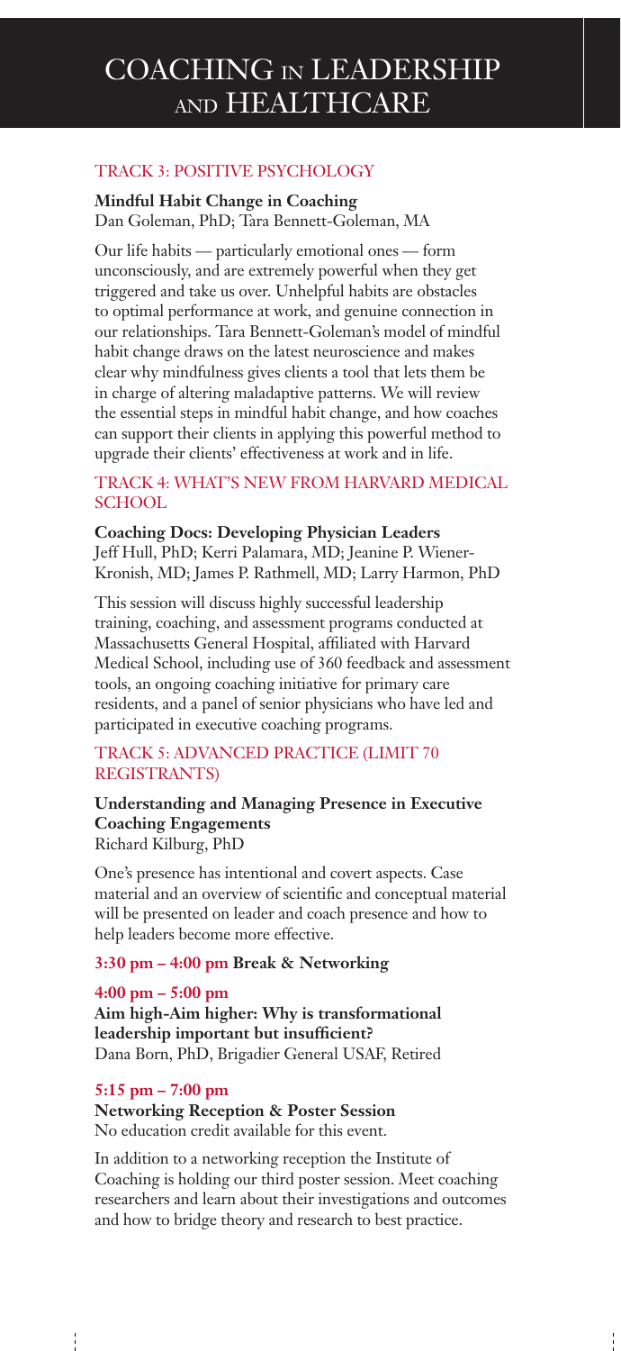# COACHING IN LEADERSHIP AND HEALTHCARE

## TRACK 3: POSITIVE PSYCHOLOGY

**Mindful Habit Change in Coaching**
Dan Goleman, PhD; Tara Bennett-Goleman, MA

Our life habits — particularly emotional ones — form unconsciously, and are extremely powerful when they get triggered and take us over. Unhelpful habits are obstacles to optimal performance at work, and genuine connection in our relationships. Tara Bennett-Goleman's model of mindful habit change draws on the latest neuroscience and makes clear why mindfulness gives clients a tool that lets them be in charge of altering maladaptive patterns. We will review the essential steps in mindful habit change, and how coaches can support their clients in applying this powerful method to upgrade their clients' effectiveness at work and in life.

## TRACK 4: WHAT'S NEW FROM HARVARD MEDICAL SCHOOL

**Coaching Docs: Developing Physician Leaders**
Jeff Hull, PhD; Kerri Palamara, MD; Jeanine P. Wiener-Kronish, MD; James P. Rathmell, MD; Larry Harmon, PhD

This session will discuss highly successful leadership training, coaching, and assessment programs conducted at Massachusetts General Hospital, affiliated with Harvard Medical School, including use of 360 feedback and assessment tools, an ongoing coaching initiative for primary care residents, and a panel of senior physicians who have led and participated in executive coaching programs.

## TRACK 5: ADVANCED PRACTICE (LIMIT 70 REGISTRANTS)

**Understanding and Managing Presence in Executive Coaching Engagements**
Richard Kilburg, PhD

One's presence has intentional and covert aspects. Case material and an overview of scientific and conceptual material will be presented on leader and coach presence and how to help leaders become more effective.

**3:30 pm – 4:00 pm Break & Networking**

**4:00 pm – 5:00 pm**
**Aim high-Aim higher: Why is transformational leadership important but insufficient?**
Dana Born, PhD, Brigadier General USAF, Retired

**5:15 pm – 7:00 pm**
**Networking Reception & Poster Session**
No education credit available for this event.

In addition to a networking reception the Institute of Coaching is holding our third poster session. Meet coaching researchers and learn about their investigations and outcomes and how to bridge theory and research to best practice.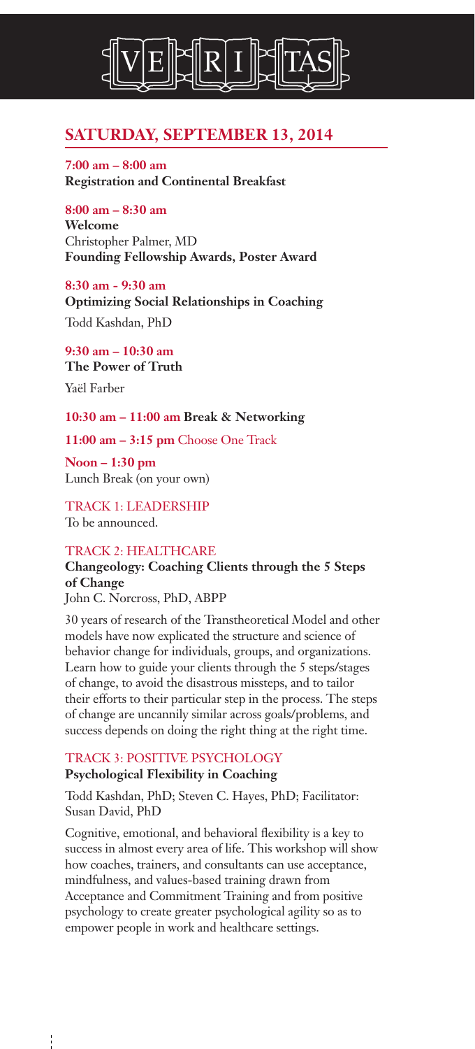# VERITAS

## SATURDAY, SEPTEMBER 13, 2014

**7:00 am – 8:00 am**
**Registration and Continental Breakfast**

**8:00 am – 8:30 am**
**Welcome**
Christopher Palmer, MD
**Founding Fellowship Awards, Poster Award**

**8:30 am - 9:30 am**
**Optimizing Social Relationships in Coaching**
Todd Kashdan, PhD

**9:30 am – 10:30 am**
**The Power of Truth**
Yaël Farber

**10:30 am – 11:00 am Break & Networking**

**11:00 am – 3:15 pm** Choose One Track

**Noon – 1:30 pm**
Lunch Break (on your own)

### TRACK 1: LEADERSHIP

To be announced.

### TRACK 2: HEALTHCARE

**Changeology: Coaching Clients through the 5 Steps of Change**
John C. Norcross, PhD, ABPP

30 years of research of the Transtheoretical Model and other models have now explicated the structure and science of behavior change for individuals, groups, and organizations. Learn how to guide your clients through the 5 steps/stages of change, to avoid the disastrous missteps, and to tailor their efforts to their particular step in the process. The steps of change are uncannily similar across goals/problems, and success depends on doing the right thing at the right time.

### TRACK 3: POSITIVE PSYCHOLOGY

**Psychological Flexibility in Coaching**

Todd Kashdan, PhD; Steven C. Hayes, PhD; Facilitator: Susan David, PhD

Cognitive, emotional, and behavioral flexibility is a key to success in almost every area of life. This workshop will show how coaches, trainers, and consultants can use acceptance, mindfulness, and values-based training drawn from Acceptance and Commitment Training and from positive psychology to create greater psychological agility so as to empower people in work and healthcare settings.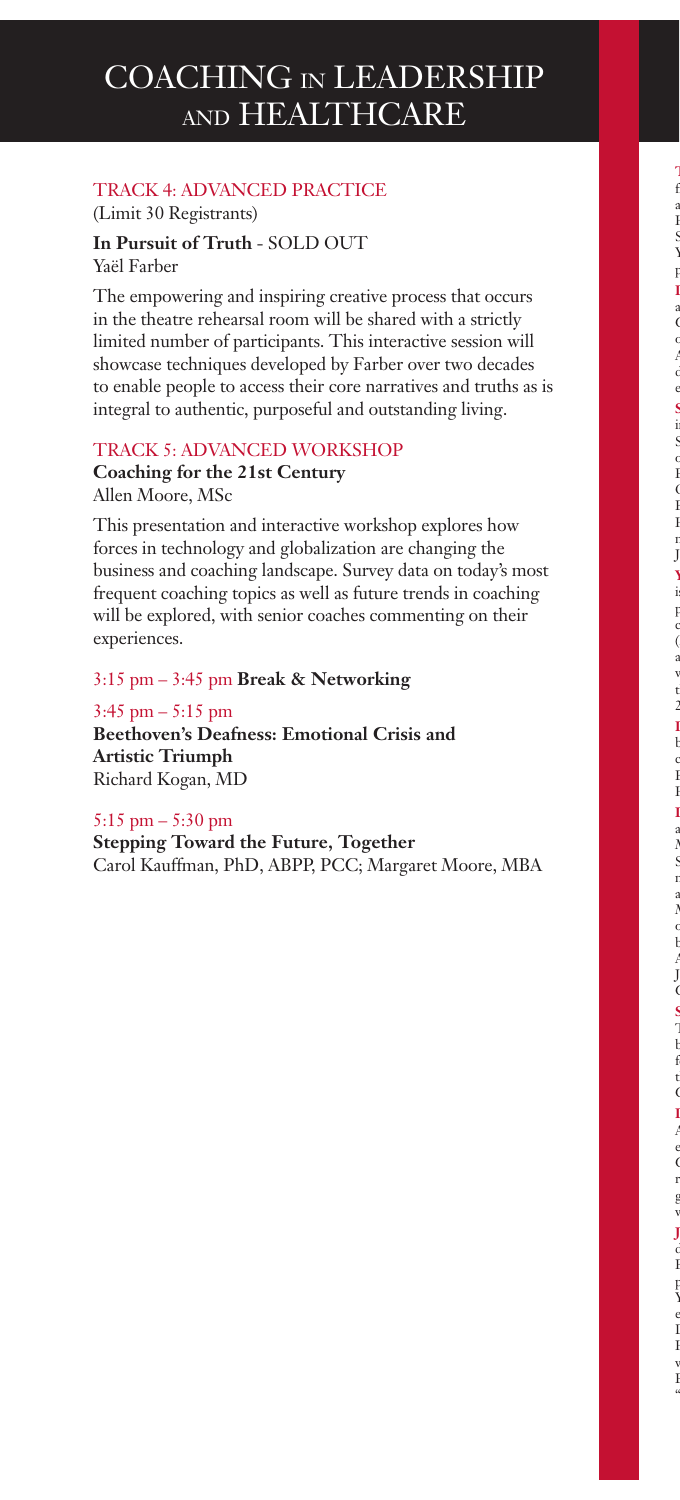# COACHING IN LEADERSHIP AND HEALTHCARE

## TRACK 4: ADVANCED PRACTICE

(Limit 30 Registrants)

**In Pursuit of Truth** - SOLD OUT
Yaël Farber

The empowering and inspiring creative process that occurs in the theatre rehearsal room will be shared with a strictly limited number of participants. This interactive session will showcase techniques developed by Farber over two decades to enable people to access their core narratives and truths as is integral to authentic, purposeful and outstanding living.

## TRACK 5: ADVANCED WORKSHOP

**Coaching for the 21st Century**
Allen Moore, MSc

This presentation and interactive workshop explores how forces in technology and globalization are changing the business and coaching landscape. Survey data on today's most frequent coaching topics as well as future trends in coaching will be explored, with senior coaches commenting on their experiences.

3:15 pm – 3:45 pm **Break & Networking**

3:45 pm – 5:15 pm
**Beethoven's Deafness: Emotional Crisis and Artistic Triumph**
Richard Kogan, MD

5:15 pm – 5:30 pm
**Stepping Toward the Future, Together**
Carol Kauffman, PhD, ABPP, PCC; Margaret Moore, MBA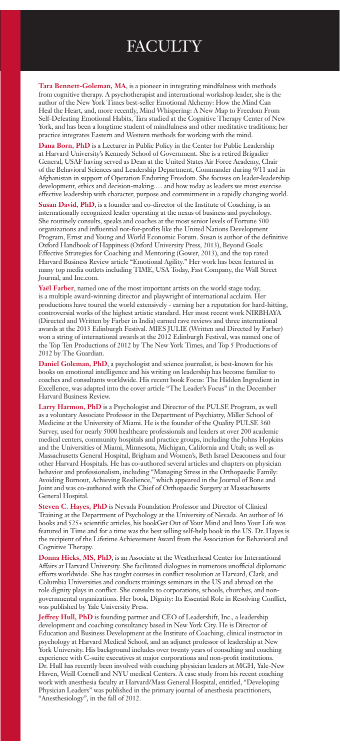# FACULTY

**Tara Bennett-Goleman, MA**, is a pioneer in integrating mindfulness with methods from cognitive therapy. A psychotherapist and international workshop leader, she is the author of the New York Times best-seller Emotional Alchemy: How the Mind Can Heal the Heart, and, more recently, Mind Whispering: A New Map to Freedom From Self-Defeating Emotional Habits, Tara studied at the Cognitive Therapy Center of New York, and has been a longtime student of mindfulness and other meditative traditions; her practice integrates Eastern and Western methods for working with the mind.

**Dana Born, PhD** is a Lecturer in Public Policy in the Center for Public Leadership at Harvard University's Kennedy School of Government. She is a retired Brigadier General, USAF having served as Dean at the United States Air Force Academy, Chair of the Behavioral Sciences and Leadership Department, Commander during 9/11 and in Afghanistan in support of Operation Enduring Freedom. She focuses on leader-leadership development, ethics and decision-making.… and how today as leaders we must exercise effective leadership with character, purpose and commitment in a rapidly changing world.

**Susan David, PhD**, is a founder and co-director of the Institute of Coaching, is an internationally recognized leader operating at the nexus of business and psychology. She routinely consults, speaks and coaches at the most senior levels of Fortune 500 organizations and influential not-for-profits like the United Nations Development Program, Ernst and Young and World Economic Forum. Susan is author of the definitive Oxford Handbook of Happiness (Oxford University Press, 2013), Beyond Goals: Effective Strategies for Coaching and Mentoring (Gower, 2013), and the top rated Harvard Business Review article "Emotional Agility." Her work has been featured in many top media outlets including TIME, USA Today, Fast Company, the Wall Street Journal, and Inc.com.

**Yaël Farber**, named one of the most important artists on the world stage today, is a multiple award-winning director and playwright of international acclaim. Her productions have toured the world extensively - earning her a reputation for hard-hitting, controversial works of the highest artistic standard. Her most recent work NIRBHAYA (Directed and Written by Farber in India) earned rave reviews and three international awards at the 2013 Edinburgh Festival. MIES JULIE (Written and Directed by Farber) won a string of international awards at the 2012 Edinburgh Festival, was named one of the Top Ten Productions of 2012 by The New York Times, and Top 5 Productions of 2012 by The Guardian.

**Daniel Goleman, PhD**, a psychologist and science journalist, is best-known for his books on emotional intelligence and his writing on leadership has become familiar to coaches and consultants worldwide. His recent book Focus: The Hidden Ingredient in Excellence, was adapted into the cover article "The Leader's Focus" in the December Harvard Business Review.

**Larry Harmon, PhD** is a Psychologist and Director of the PULSE Program, as well as a voluntary Associate Professor in the Department of Psychiatry, Miller School of Medicine at the University of Miami. He is the founder of the Quality PULSE 360 Survey, used for nearly 5000 healthcare professionals and leaders at over 200 academic medical centers, community hospitals and practice groups, including the Johns Hopkins and the Universities of Miami, Minnesota, Michigan, California and Utah; as well as Massachusetts General Hospital, Brigham and Women's, Beth Israel Deaconess and four other Harvard Hospitals. He has co-authored several articles and chapters on physician behavior and professionalism, including "Managing Stress in the Orthopaedic Family: Avoiding Burnout, Achieving Resilience," which appeared in the Journal of Bone and Joint and was co-authored with the Chief of Orthopaedic Surgery at Massachusetts General Hospital.

**Steven C. Hayes, PhD** is Nevada Foundation Professor and Director of Clinical Training at the Department of Psychology at the University of Nevada. An author of 36 books and 525+ scientific articles, his bookGet Out of Your Mind and Into Your Life was featured in Time and for a time was the best selling self-help book in the US. Dr. Hayes is the recipient of the Lifetime Achievement Award from the Association for Behavioral and Cognitive Therapy.

**Donna Hicks, MS, PhD**, is an Associate at the Weatherhead Center for International Affairs at Harvard University. She facilitated dialogues in numerous unofficial diplomatic efforts worldwide. She has taught courses in conflict resolution at Harvard, Clark, and Columbia Universities and conducts trainings seminars in the US and abroad on the role dignity plays in conflict. She consults to corporations, schools, churches, and non-governmental organizations. Her book, Dignity: Its Essential Role in Resolving Conflict, was published by Yale University Press.

**Jeffrey Hull, PhD** is founding partner and CEO of Leadershift, Inc., a leadership development and coaching consultancy based in New York City. He is Director of Education and Business Development at the Institute of Coaching, clinical instructor in psychology at Harvard Medical School, and an adjunct professor of leadership at New York University. His background includes over twenty years of consulting and coaching experience with C-suite executives at major corporations and non-profit institutions. Dr. Hull has recently been involved with coaching physician leaders at MGH, Yale-New Haven, Weill Cornell and NYU medical Centers. A case study from his recent coaching work with anesthesia faculty at Harvard/Mass General Hospital, entitled, "Developing Physician Leaders" was published in the primary journal of anesthesia practitioners, "Anesthesiology", in the fall of 2012.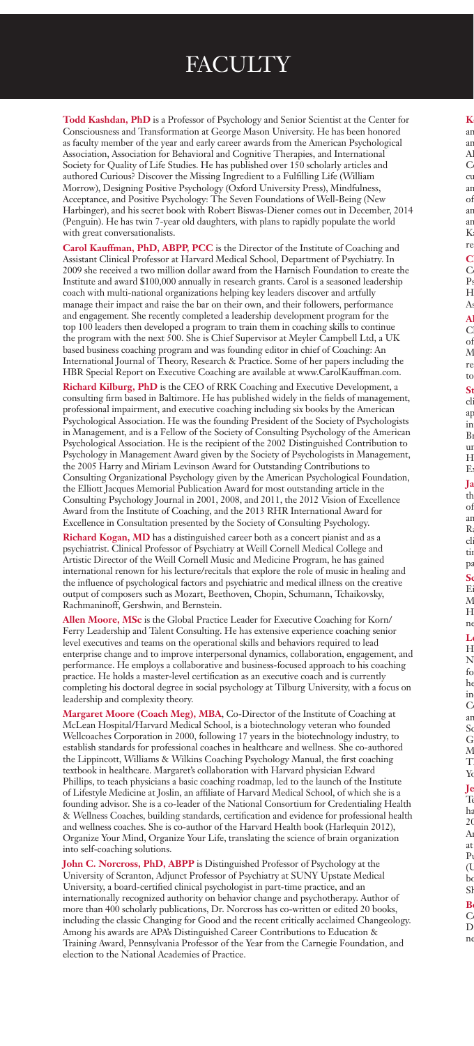# FACULTY

**Todd Kashdan, PhD** is a Professor of Psychology and Senior Scientist at the Center for Consciousness and Transformation at George Mason University. He has been honored as faculty member of the year and early career awards from the American Psychological Association, Association for Behavioral and Cognitive Therapies, and International Society for Quality of Life Studies. He has published over 150 scholarly articles and authored Curious? Discover the Missing Ingredient to a Fulfilling Life (William Morrow), Designing Positive Psychology (Oxford University Press), Mindfulness, Acceptance, and Positive Psychology: The Seven Foundations of Well-Being (New Harbinger), and his secret book with Robert Biswas-Diener comes out in December, 2014 (Penguin). He has twin 7-year old daughters, with plans to rapidly populate the world with great conversationalists.

**Carol Kauffman, PhD, ABPP, PCC** is the Director of the Institute of Coaching and Assistant Clinical Professor at Harvard Medical School, Department of Psychiatry. In 2009 she received a two million dollar award from the Harnisch Foundation to create the Institute and award $100,000 annually in research grants. Carol is a seasoned leadership coach with multi-national organizations helping key leaders discover and artfully manage their impact and raise the bar on their own, and their followers, performance and engagement. She recently completed a leadership development program for the top 100 leaders then developed a program to train them in coaching skills to continue the program with the next 500. She is Chief Supervisor at Meyler Campbell Ltd, a UK based business coaching program and was founding editor in chief of Coaching: An International Journal of Theory, Research & Practice. Some of her papers including the HBR Special Report on Executive Coaching are available at www.CarolKauffman.com.

**Richard Kilburg, PhD** is the CEO of RRK Coaching and Executive Development, a consulting firm based in Baltimore. He has published widely in the fields of management, professional impairment, and executive coaching including six books by the American Psychological Association. He was the founding President of the Society of Psychologists in Management, and is a Fellow of the Society of Consulting Psychology of the American Psychological Association. He is the recipient of the 2002 Distinguished Contribution to Psychology in Management Award given by the Society of Psychologists in Management, the 2005 Harry and Miriam Levinson Award for Outstanding Contributions to Consulting Organizational Psychology given by the American Psychological Foundation, the Elliott Jacques Memorial Publication Award for most outstanding article in the Consulting Psychology Journal in 2001, 2008, and 2011, the 2012 Vision of Excellence Award from the Institute of Coaching, and the 2013 RHR International Award for Excellence in Consultation presented by the Society of Consulting Psychology.

**Richard Kogan, MD** has a distinguished career both as a concert pianist and as a psychiatrist. Clinical Professor of Psychiatry at Weill Cornell Medical College and Artistic Director of the Weill Cornell Music and Medicine Program, he has gained international renown for his lecture/recitals that explore the role of music in healing and the influence of psychological factors and psychiatric and medical illness on the creative output of composers such as Mozart, Beethoven, Chopin, Schumann, Tchaikovsky, Rachmaninoff, Gershwin, and Bernstein.

**Allen Moore, MSc** is the Global Practice Leader for Executive Coaching for Korn/Ferry Leadership and Talent Consulting. He has extensive experience coaching senior level executives and teams on the operational skills and behaviors required to lead enterprise change and to improve interpersonal dynamics, collaboration, engagement, and performance. He employs a collaborative and business-focused approach to his coaching practice. He holds a master-level certification as an executive coach and is currently completing his doctoral degree in social psychology at Tilburg University, with a focus on leadership and complexity theory.

**Margaret Moore (Coach Meg), MBA**, Co-Director of the Institute of Coaching at McLean Hospital/Harvard Medical School, is a biotechnology veteran who founded Wellcoaches Corporation in 2000, following 17 years in the biotechnology industry, to establish standards for professional coaches in healthcare and wellness. She co-authored the Lippincott, Williams & Wilkins Coaching Psychology Manual, the first coaching textbook in healthcare. Margaret's collaboration with Harvard physician Edward Phillips, to teach physicians a basic coaching roadmap, led to the launch of the Institute of Lifestyle Medicine at Joslin, an affiliate of Harvard Medical School, of which she is a founding advisor. She is a co-leader of the National Consortium for Credentialing Health & Wellness Coaches, building standards, certification and evidence for professional health and wellness coaches. She is co-author of the Harvard Health book (Harlequin 2012), Organize Your Mind, Organize Your Life, translating the science of brain organization into self-coaching solutions.

**John C. Norcross, PhD, ABPP** is Distinguished Professor of Psychology at the University of Scranton, Adjunct Professor of Psychiatry at SUNY Upstate Medical University, a board-certified clinical psychologist in part-time practice, and an internationally recognized authority on behavior change and psychotherapy. Author of more than 400 scholarly publications, Dr. Norcross has co-written or edited 20 books, including the classic Changing for Good and the recent critically acclaimed Changeology. Among his awards are APA's Distinguished Career Contributions to Education & Training Award, Pennsylvania Professor of the Year from the Carnegie Foundation, and election to the National Academies of Practice.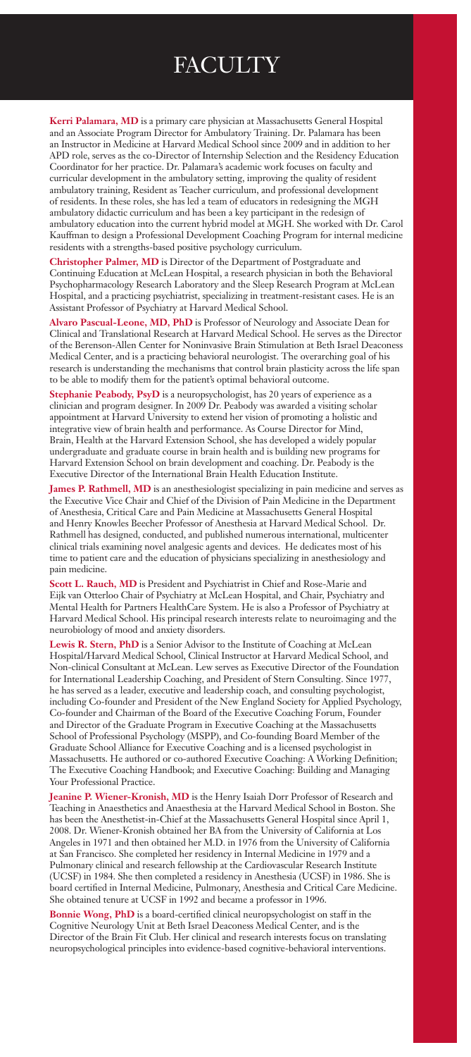# FACULTY

**Kerri Palamara, MD** is a primary care physician at Massachusetts General Hospital and an Associate Program Director for Ambulatory Training. Dr. Palamara has been an Instructor in Medicine at Harvard Medical School since 2009 and in addition to her APD role, serves as the co-Director of Internship Selection and the Residency Education Coordinator for her practice. Dr. Palamara's academic work focuses on faculty and curricular development in the ambulatory setting, improving the quality of resident ambulatory training, Resident as Teacher curriculum, and professional development of residents. In these roles, she has led a team of educators in redesigning the MGH ambulatory didactic curriculum and has been a key participant in the redesign of ambulatory education into the current hybrid model at MGH. She worked with Dr. Carol Kauffman to design a Professional Development Coaching Program for internal medicine residents with a strengths-based positive psychology curriculum.

**Christopher Palmer, MD** is Director of the Department of Postgraduate and Continuing Education at McLean Hospital, a research physician in both the Behavioral Psychopharmacology Research Laboratory and the Sleep Research Program at McLean Hospital, and a practicing psychiatrist, specializing in treatment-resistant cases. He is an Assistant Professor of Psychiatry at Harvard Medical School.

**Alvaro Pascual-Leone, MD, PhD** is Professor of Neurology and Associate Dean for Clinical and Translational Research at Harvard Medical School. He serves as the Director of the Berenson-Allen Center for Noninvasive Brain Stimulation at Beth Israel Deaconess Medical Center, and is a practicing behavioral neurologist. The overarching goal of his research is understanding the mechanisms that control brain plasticity across the life span to be able to modify them for the patient's optimal behavioral outcome.

**Stephanie Peabody, PsyD** is a neuropsychologist, has 20 years of experience as a clinician and program designer. In 2009 Dr. Peabody was awarded a visiting scholar appointment at Harvard University to extend her vision of promoting a holistic and integrative view of brain health and performance. As Course Director for Mind, Brain, Health at the Harvard Extension School, she has developed a widely popular undergraduate and graduate course in brain health and is building new programs for Harvard Extension School on brain development and coaching. Dr. Peabody is the Executive Director of the International Brain Health Education Institute.

**James P. Rathmell, MD** is an anesthesiologist specializing in pain medicine and serves as the Executive Vice Chair and Chief of the Division of Pain Medicine in the Department of Anesthesia, Critical Care and Pain Medicine at Massachusetts General Hospital and Henry Knowles Beecher Professor of Anesthesia at Harvard Medical School. Dr. Rathmell has designed, conducted, and published numerous international, multicenter clinical trials examining novel analgesic agents and devices. He dedicates most of his time to patient care and the education of physicians specializing in anesthesiology and pain medicine.

**Scott L. Rauch, MD** is President and Psychiatrist in Chief and Rose-Marie and Eijk van Otterloo Chair of Psychiatry at McLean Hospital, and Chair, Psychiatry and Mental Health for Partners HealthCare System. He is also a Professor of Psychiatry at Harvard Medical School. His principal research interests relate to neuroimaging and the neurobiology of mood and anxiety disorders.

**Lewis R. Stern, PhD** is a Senior Advisor to the Institute of Coaching at McLean Hospital/Harvard Medical School, Clinical Instructor at Harvard Medical School, and Non-clinical Consultant at McLean. Lew serves as Executive Director of the Foundation for International Leadership Coaching, and President of Stern Consulting. Since 1977, he has served as a leader, executive and leadership coach, and consulting psychologist, including Co-founder and President of the New England Society for Applied Psychology, Co-founder and Chairman of the Board of the Executive Coaching Forum, Founder and Director of the Graduate Program in Executive Coaching at the Massachusetts School of Professional Psychology (MSPP), and Co-founding Board Member of the Graduate School Alliance for Executive Coaching and is a licensed psychologist in Massachusetts. He authored or co-authored Executive Coaching: A Working Definition; The Executive Coaching Handbook; and Executive Coaching: Building and Managing Your Professional Practice.

**Jeanine P. Wiener-Kronish, MD** is the Henry Isaiah Dorr Professor of Research and Teaching in Anaesthetics and Anaesthesia at the Harvard Medical School in Boston. She has been the Anesthetist-in-Chief at the Massachusetts General Hospital since April 1, 2008. Dr. Wiener-Kronish obtained her BA from the University of California at Los Angeles in 1971 and then obtained her M.D. in 1976 from the University of California at San Francisco. She completed her residency in Internal Medicine in 1979 and a Pulmonary clinical and research fellowship at the Cardiovascular Research Institute (UCSF) in 1984. She then completed a residency in Anesthesia (UCSF) in 1986. She is board certified in Internal Medicine, Pulmonary, Anesthesia and Critical Care Medicine. She obtained tenure at UCSF in 1992 and became a professor in 1996.

**Bonnie Wong, PhD** is a board-certified clinical neuropsychologist on staff in the Cognitive Neurology Unit at Beth Israel Deaconess Medical Center, and is the Director of the Brain Fit Club. Her clinical and research interests focus on translating neuropsychological principles into evidence-based cognitive-behavioral interventions.